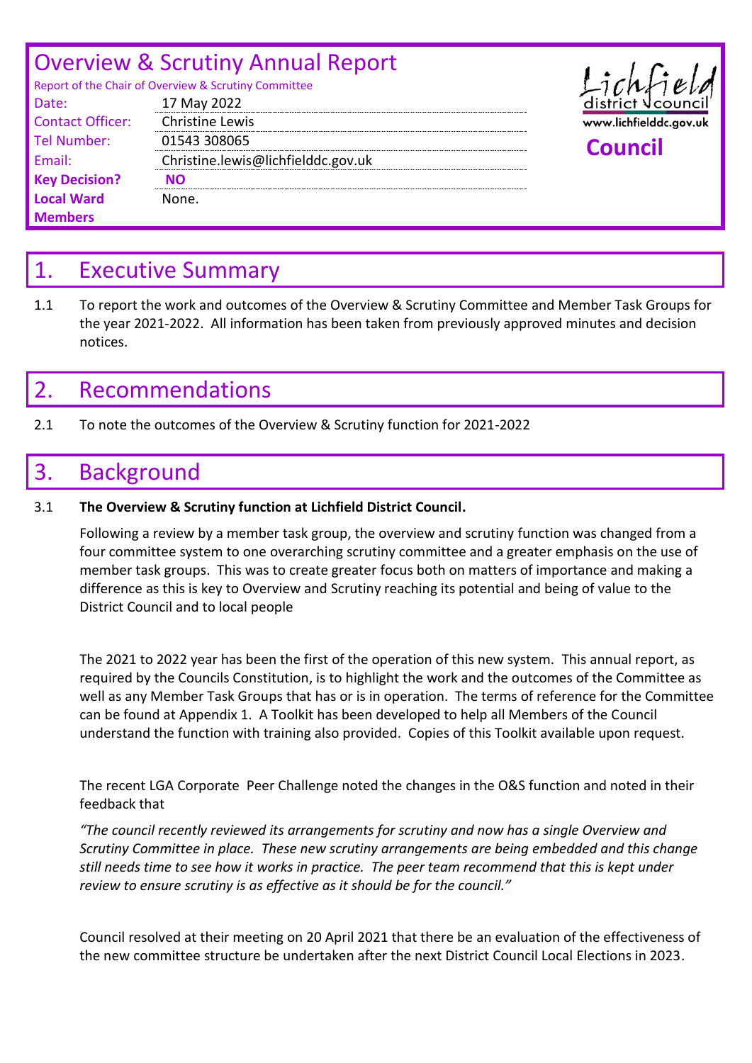# Overview & Scrutiny Annual Report

Report of the Chair of Overview & Scrutiny Committee

| | |
|---|---|
| Date: | 17 May 2022 |
| Contact Officer: | Christine Lewis |
| Tel Number: | 01543 308065 |
| Email: | Christine.lewis@lichfielddc.gov.uk |
| **Key Decision?** | **NO** |
| **Local Ward Members** | None. |

Lichfield district council
www.lichfielddc.gov.uk

**Council**

## 1. Executive Summary

1.1 To report the work and outcomes of the Overview & Scrutiny Committee and Member Task Groups for the year 2021-2022. All information has been taken from previously approved minutes and decision notices.

## 2. Recommendations

2.1 To note the outcomes of the Overview & Scrutiny function for 2021-2022

## 3. Background

3.1 **The Overview & Scrutiny function at Lichfield District Council.**

Following a review by a member task group, the overview and scrutiny function was changed from a four committee system to one overarching scrutiny committee and a greater emphasis on the use of member task groups. This was to create greater focus both on matters of importance and making a difference as this is key to Overview and Scrutiny reaching its potential and being of value to the District Council and to local people

The 2021 to 2022 year has been the first of the operation of this new system. This annual report, as required by the Councils Constitution, is to highlight the work and the outcomes of the Committee as well as any Member Task Groups that has or is in operation. The terms of reference for the Committee can be found at Appendix 1. A Toolkit has been developed to help all Members of the Council understand the function with training also provided. Copies of this Toolkit available upon request.

The recent LGA Corporate Peer Challenge noted the changes in the O&S function and noted in their feedback that

*"The council recently reviewed its arrangements for scrutiny and now has a single Overview and Scrutiny Committee in place. These new scrutiny arrangements are being embedded and this change still needs time to see how it works in practice. The peer team recommend that this is kept under review to ensure scrutiny is as effective as it should be for the council."*

Council resolved at their meeting on 20 April 2021 that there be an evaluation of the effectiveness of the new committee structure be undertaken after the next District Council Local Elections in 2023.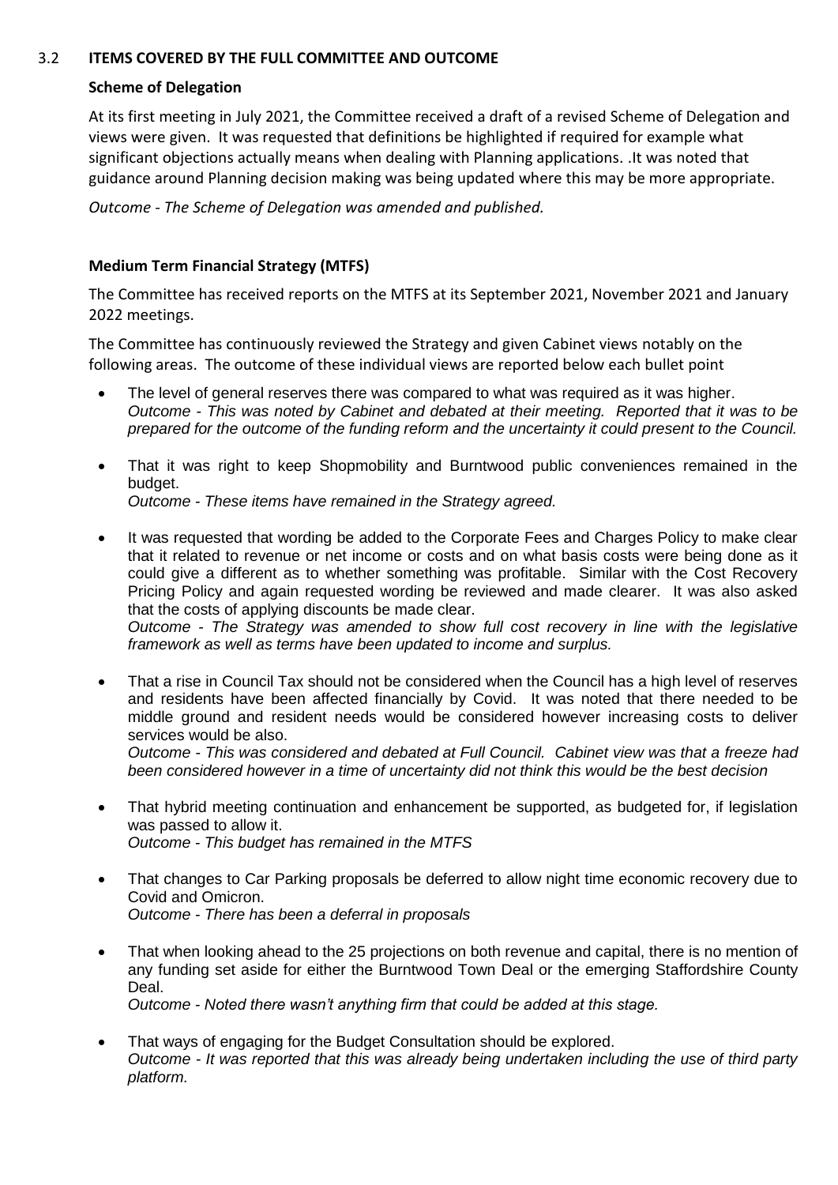## 3.2 ITEMS COVERED BY THE FULL COMMITTEE AND OUTCOME

### Scheme of Delegation

At its first meeting in July 2021, the Committee received a draft of a revised Scheme of Delegation and views were given. It was requested that definitions be highlighted if required for example what significant objections actually means when dealing with Planning applications. .It was noted that guidance around Planning decision making was being updated where this may be more appropriate.

*Outcome - The Scheme of Delegation was amended and published.*

### Medium Term Financial Strategy (MTFS)

The Committee has received reports on the MTFS at its September 2021, November 2021 and January 2022 meetings.

The Committee has continuously reviewed the Strategy and given Cabinet views notably on the following areas. The outcome of these individual views are reported below each bullet point

- The level of general reserves there was compared to what was required as it was higher.
  *Outcome - This was noted by Cabinet and debated at their meeting. Reported that it was to be prepared for the outcome of the funding reform and the uncertainty it could present to the Council.*
- That it was right to keep Shopmobility and Burntwood public conveniences remained in the budget.
  *Outcome - These items have remained in the Strategy agreed.*
- It was requested that wording be added to the Corporate Fees and Charges Policy to make clear that it related to revenue or net income or costs and on what basis costs were being done as it could give a different as to whether something was profitable. Similar with the Cost Recovery Pricing Policy and again requested wording be reviewed and made clearer. It was also asked that the costs of applying discounts be made clear.
  *Outcome - The Strategy was amended to show full cost recovery in line with the legislative framework as well as terms have been updated to income and surplus.*
- That a rise in Council Tax should not be considered when the Council has a high level of reserves and residents have been affected financially by Covid. It was noted that there needed to be middle ground and resident needs would be considered however increasing costs to deliver services would be also.
  *Outcome - This was considered and debated at Full Council. Cabinet view was that a freeze had been considered however in a time of uncertainty did not think this would be the best decision*
- That hybrid meeting continuation and enhancement be supported, as budgeted for, if legislation was passed to allow it.
  *Outcome - This budget has remained in the MTFS*
- That changes to Car Parking proposals be deferred to allow night time economic recovery due to Covid and Omicron.
  *Outcome - There has been a deferral in proposals*
- That when looking ahead to the 25 projections on both revenue and capital, there is no mention of any funding set aside for either the Burntwood Town Deal or the emerging Staffordshire County Deal.
  *Outcome - Noted there wasn't anything firm that could be added at this stage.*
- That ways of engaging for the Budget Consultation should be explored.
  *Outcome - It was reported that this was already being undertaken including the use of third party platform.*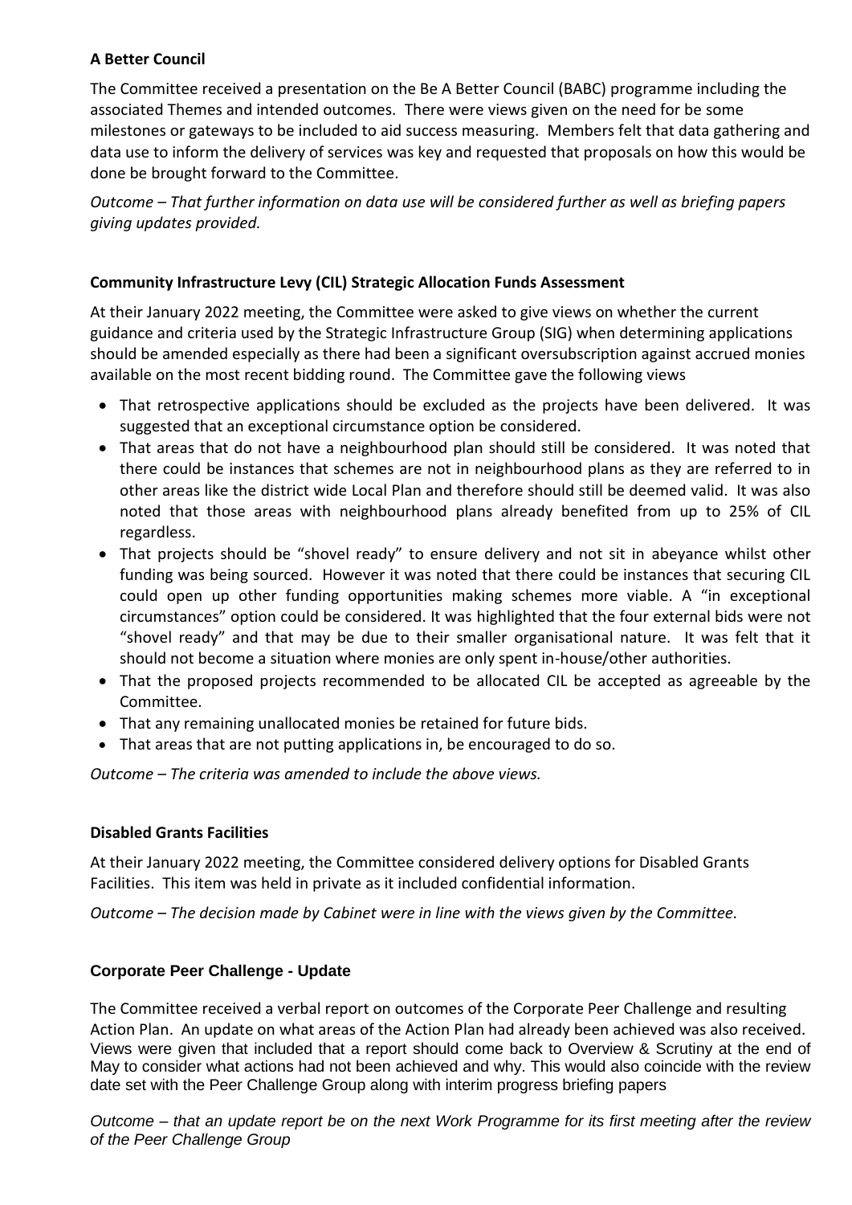**A Better Council**

The Committee received a presentation on the Be A Better Council (BABC) programme including the associated Themes and intended outcomes. There were views given on the need for be some milestones or gateways to be included to aid success measuring. Members felt that data gathering and data use to inform the delivery of services was key and requested that proposals on how this would be done be brought forward to the Committee.

*Outcome – That further information on data use will be considered further as well as briefing papers giving updates provided.*

**Community Infrastructure Levy (CIL) Strategic Allocation Funds Assessment**

At their January 2022 meeting, the Committee were asked to give views on whether the current guidance and criteria used by the Strategic Infrastructure Group (SIG) when determining applications should be amended especially as there had been a significant oversubscription against accrued monies available on the most recent bidding round. The Committee gave the following views

- That retrospective applications should be excluded as the projects have been delivered. It was suggested that an exceptional circumstance option be considered.
- That areas that do not have a neighbourhood plan should still be considered. It was noted that there could be instances that schemes are not in neighbourhood plans as they are referred to in other areas like the district wide Local Plan and therefore should still be deemed valid. It was also noted that those areas with neighbourhood plans already benefited from up to 25% of CIL regardless.
- That projects should be "shovel ready" to ensure delivery and not sit in abeyance whilst other funding was being sourced. However it was noted that there could be instances that securing CIL could open up other funding opportunities making schemes more viable. A "in exceptional circumstances" option could be considered. It was highlighted that the four external bids were not "shovel ready" and that may be due to their smaller organisational nature. It was felt that it should not become a situation where monies are only spent in-house/other authorities.
- That the proposed projects recommended to be allocated CIL be accepted as agreeable by the Committee.
- That any remaining unallocated monies be retained for future bids.
- That areas that are not putting applications in, be encouraged to do so.

*Outcome – The criteria was amended to include the above views.*

**Disabled Grants Facilities**

At their January 2022 meeting, the Committee considered delivery options for Disabled Grants Facilities. This item was held in private as it included confidential information.

*Outcome – The decision made by Cabinet were in line with the views given by the Committee.*

**Corporate Peer Challenge - Update**

The Committee received a verbal report on outcomes of the Corporate Peer Challenge and resulting Action Plan. An update on what areas of the Action Plan had already been achieved was also received. Views were given that included that a report should come back to Overview & Scrutiny at the end of May to consider what actions had not been achieved and why. This would also coincide with the review date set with the Peer Challenge Group along with interim progress briefing papers

*Outcome – that an update report be on the next Work Programme for its first meeting after the review of the Peer Challenge Group*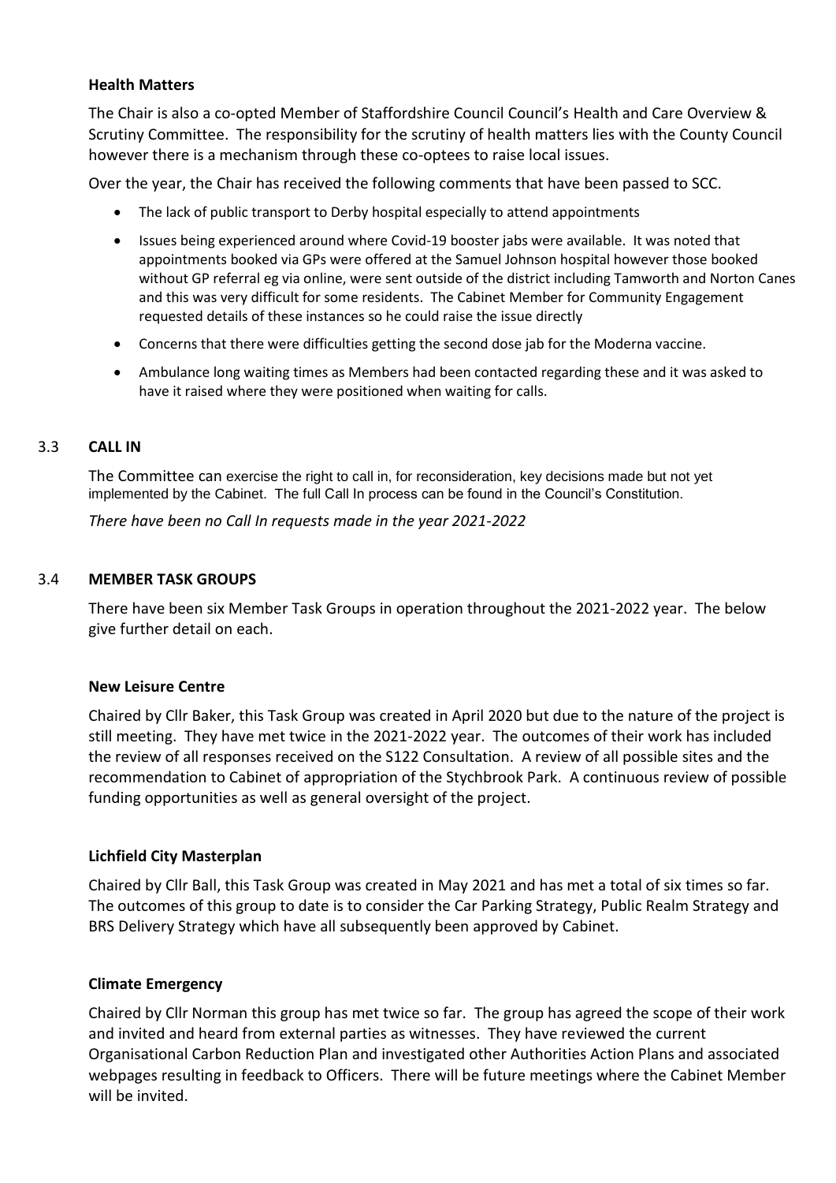**Health Matters**

The Chair is also a co-opted Member of Staffordshire Council Council's Health and Care Overview & Scrutiny Committee. The responsibility for the scrutiny of health matters lies with the County Council however there is a mechanism through these co-optees to raise local issues.

Over the year, the Chair has received the following comments that have been passed to SCC.

- The lack of public transport to Derby hospital especially to attend appointments
- Issues being experienced around where Covid-19 booster jabs were available. It was noted that appointments booked via GPs were offered at the Samuel Johnson hospital however those booked without GP referral eg via online, were sent outside of the district including Tamworth and Norton Canes and this was very difficult for some residents. The Cabinet Member for Community Engagement requested details of these instances so he could raise the issue directly
- Concerns that there were difficulties getting the second dose jab for the Moderna vaccine.
- Ambulance long waiting times as Members had been contacted regarding these and it was asked to have it raised where they were positioned when waiting for calls.

## 3.3 CALL IN

The Committee can exercise the right to call in, for reconsideration, key decisions made but not yet implemented by the Cabinet. The full Call In process can be found in the Council's Constitution.

*There have been no Call In requests made in the year 2021-2022*

## 3.4 MEMBER TASK GROUPS

There have been six Member Task Groups in operation throughout the 2021-2022 year. The below give further detail on each.

**New Leisure Centre**

Chaired by Cllr Baker, this Task Group was created in April 2020 but due to the nature of the project is still meeting. They have met twice in the 2021-2022 year. The outcomes of their work has included the review of all responses received on the S122 Consultation. A review of all possible sites and the recommendation to Cabinet of appropriation of the Stychbrook Park. A continuous review of possible funding opportunities as well as general oversight of the project.

**Lichfield City Masterplan**

Chaired by Cllr Ball, this Task Group was created in May 2021 and has met a total of six times so far. The outcomes of this group to date is to consider the Car Parking Strategy, Public Realm Strategy and BRS Delivery Strategy which have all subsequently been approved by Cabinet.

**Climate Emergency**

Chaired by Cllr Norman this group has met twice so far. The group has agreed the scope of their work and invited and heard from external parties as witnesses. They have reviewed the current Organisational Carbon Reduction Plan and investigated other Authorities Action Plans and associated webpages resulting in feedback to Officers. There will be future meetings where the Cabinet Member will be invited.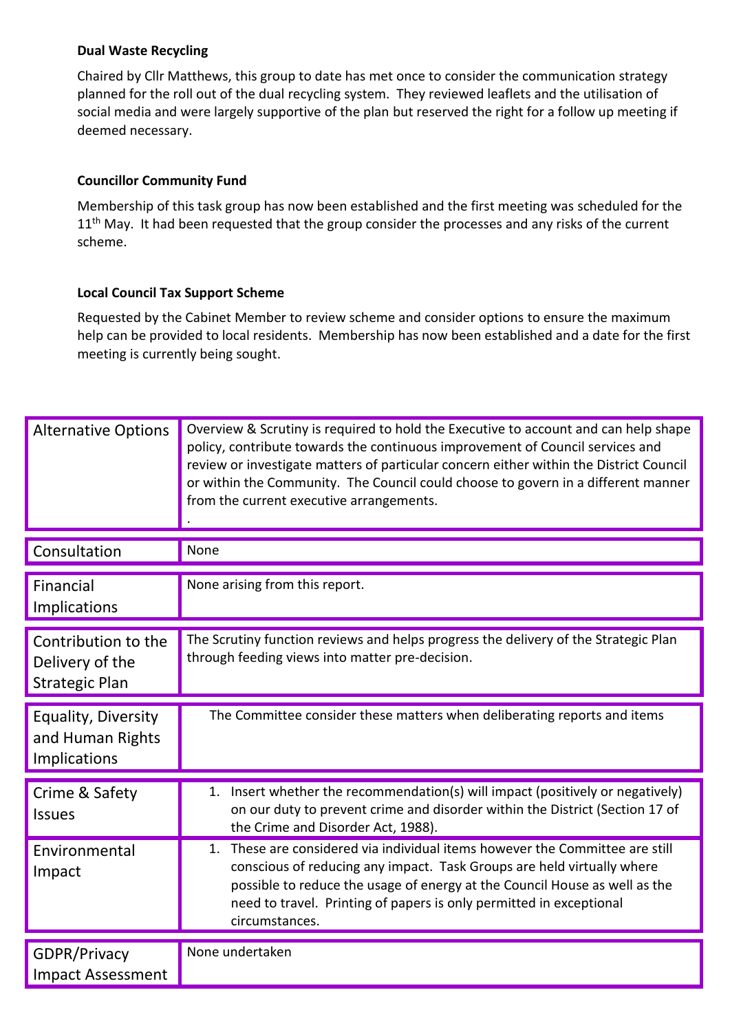**Dual Waste Recycling**

Chaired by Cllr Matthews, this group to date has met once to consider the communication strategy planned for the roll out of the dual recycling system. They reviewed leaflets and the utilisation of social media and were largely supportive of the plan but reserved the right for a follow up meeting if deemed necessary.

**Councillor Community Fund**

Membership of this task group has now been established and the first meeting was scheduled for the 11th May. It had been requested that the group consider the processes and any risks of the current scheme.

**Local Council Tax Support Scheme**

Requested by the Cabinet Member to review scheme and consider options to ensure the maximum help can be provided to local residents. Membership has now been established and a date for the first meeting is currently being sought.

| | |
|---|---|
| Alternative Options | Overview & Scrutiny is required to hold the Executive to account and can help shape policy, contribute towards the continuous improvement of Council services and review or investigate matters of particular concern either within the District Council or within the Community. The Council could choose to govern in a different manner from the current executive arrangements. . |
| Consultation | None |
| Financial Implications | None arising from this report. |
| Contribution to the Delivery of the Strategic Plan | The Scrutiny function reviews and helps progress the delivery of the Strategic Plan through feeding views into matter pre-decision. |
| Equality, Diversity and Human Rights Implications | The Committee consider these matters when deliberating reports and items |
| Crime & Safety Issues | 1. Insert whether the recommendation(s) will impact (positively or negatively) on our duty to prevent crime and disorder within the District (Section 17 of the Crime and Disorder Act, 1988). |
| Environmental Impact | 1. These are considered via individual items however the Committee are still conscious of reducing any impact. Task Groups are held virtually where possible to reduce the usage of energy at the Council House as well as the need to travel. Printing of papers is only permitted in exceptional circumstances. |
| GDPR/Privacy Impact Assessment | None undertaken |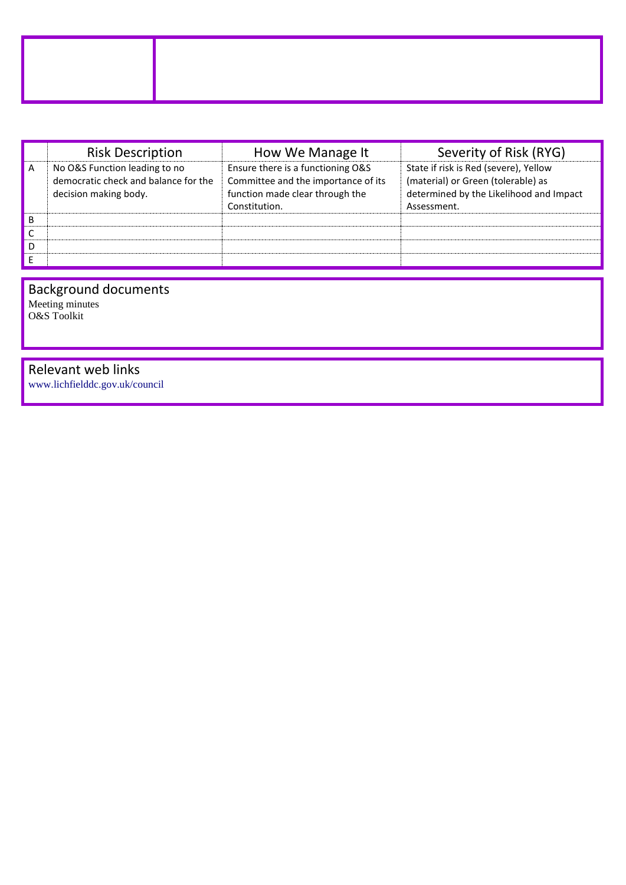| | Risk Description | How We Manage It | Severity of Risk (RYG) |
|---|---|---|---|
| A | No O&S Function leading to no democratic check and balance for the decision making body. | Ensure there is a functioning O&S Committee and the importance of its function made clear through the Constitution. | State if risk is Red (severe), Yellow (material) or Green (tolerable) as determined by the Likelihood and Impact Assessment. |
| B | | | |
| C | | | |
| D | | | |
| E | | | |

## Background documents

Meeting minutes
O&S Toolkit

## Relevant web links

www.lichfielddc.gov.uk/council